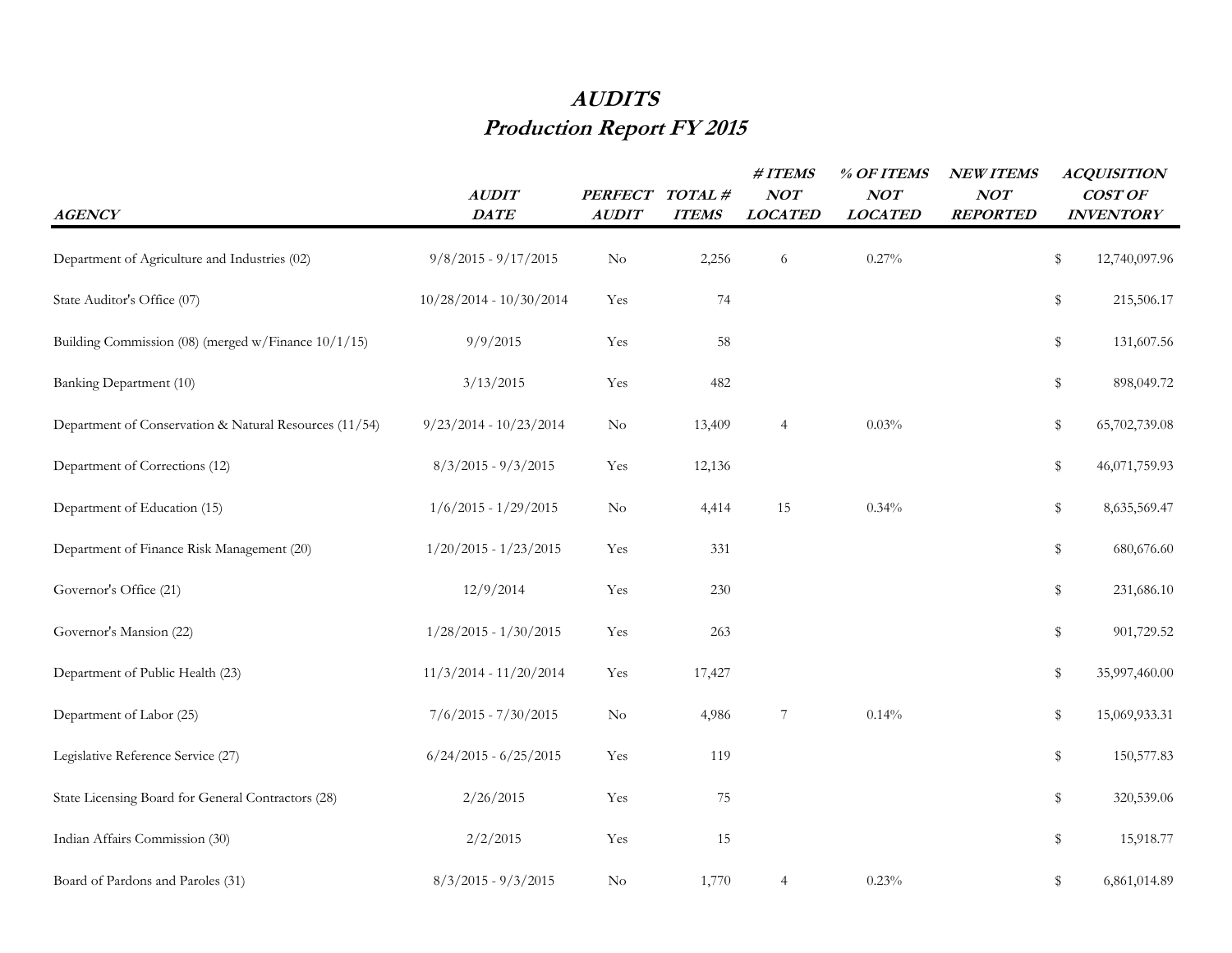# *AUDITS*
## *Production Report FY 2015*

| *AGENCY* | *AUDIT DATE* | *PERFECT AUDIT* | *TOTAL # ITEMS* | *# ITEMS NOT LOCATED* | *% OF ITEMS NOT LOCATED* | *NEW ITEMS NOT REPORTED* | *ACQUISITION COST OF INVENTORY* |
|---|---|---|---|---|---|---|---|
| Department of Agriculture and Industries (02) | 9/8/2015 - 9/17/2015 | No | 2,256 | 6 | 0.27% | | $ 12,740,097.96 |
| State Auditor's Office (07) | 10/28/2014 - 10/30/2014 | Yes | 74 | | | | $ 215,506.17 |
| Building Commission (08) (merged w/Finance 10/1/15) | 9/9/2015 | Yes | 58 | | | | $ 131,607.56 |
| Banking Department (10) | 3/13/2015 | Yes | 482 | | | | $ 898,049.72 |
| Department of Conservation & Natural Resources (11/54) | 9/23/2014 - 10/23/2014 | No | 13,409 | 4 | 0.03% | | $ 65,702,739.08 |
| Department of Corrections (12) | 8/3/2015 - 9/3/2015 | Yes | 12,136 | | | | $ 46,071,759.93 |
| Department of Education (15) | 1/6/2015 - 1/29/2015 | No | 4,414 | 15 | 0.34% | | $ 8,635,569.47 |
| Department of Finance Risk Management (20) | 1/20/2015 - 1/23/2015 | Yes | 331 | | | | $ 680,676.60 |
| Governor's Office (21) | 12/9/2014 | Yes | 230 | | | | $ 231,686.10 |
| Governor's Mansion (22) | 1/28/2015 - 1/30/2015 | Yes | 263 | | | | $ 901,729.52 |
| Department of Public Health (23) | 11/3/2014 - 11/20/2014 | Yes | 17,427 | | | | $ 35,997,460.00 |
| Department of Labor (25) | 7/6/2015 - 7/30/2015 | No | 4,986 | 7 | 0.14% | | $ 15,069,933.31 |
| Legislative Reference Service (27) | 6/24/2015 - 6/25/2015 | Yes | 119 | | | | $ 150,577.83 |
| State Licensing Board for General Contractors (28) | 2/26/2015 | Yes | 75 | | | | $ 320,539.06 |
| Indian Affairs Commission (30) | 2/2/2015 | Yes | 15 | | | | $ 15,918.77 |
| Board of Pardons and Paroles (31) | 8/3/2015 - 9/3/2015 | No | 1,770 | 4 | 0.23% | | $ 6,861,014.89 |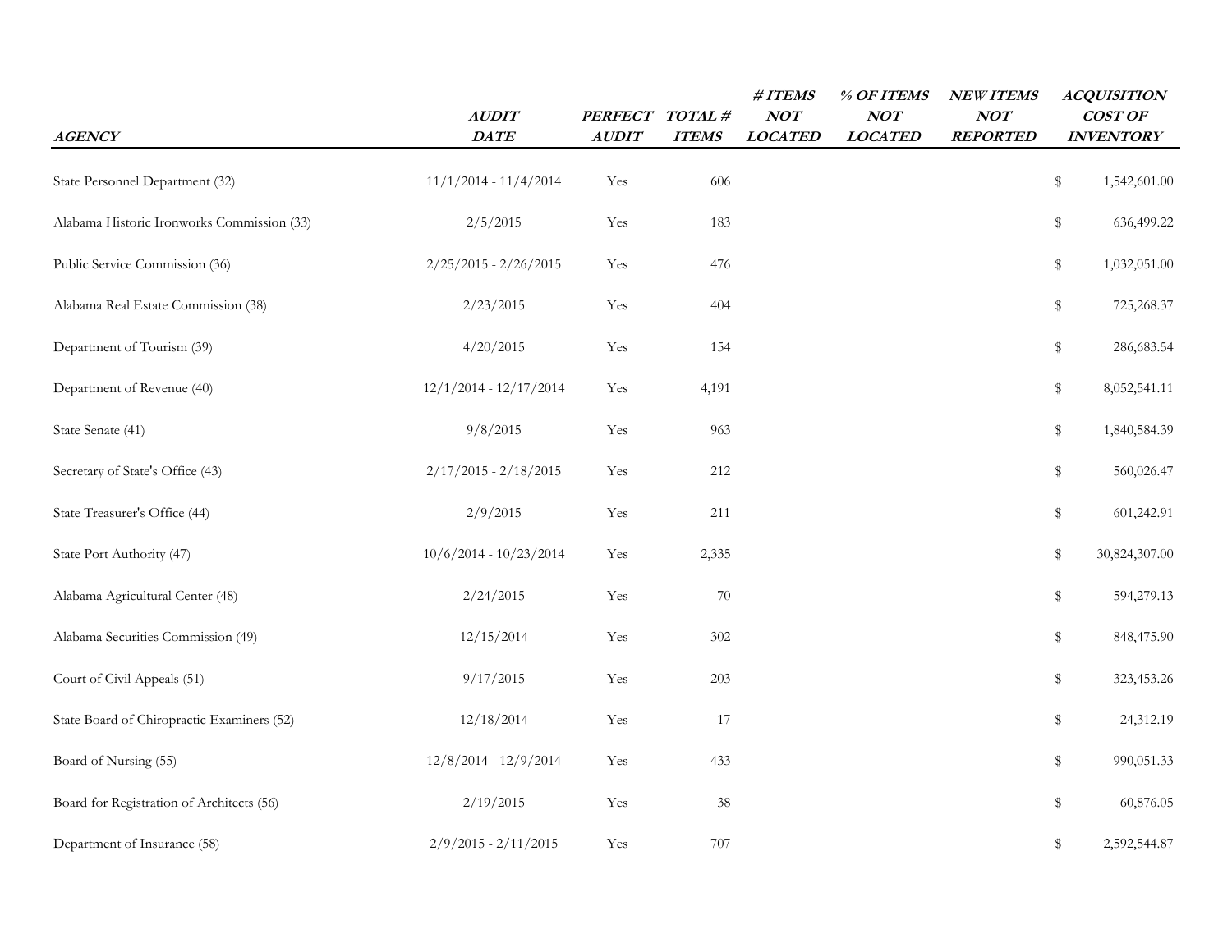| *AGENCY* | *AUDIT DATE* | *PERFECT AUDIT* | *TOTAL # ITEMS* | *# ITEMS NOT LOCATED* | *% OF ITEMS NOT LOCATED* | *NEW ITEMS NOT REPORTED* | *ACQUISITION COST OF INVENTORY* |
|---|---|---|---|---|---|---|---|
| State Personnel Department (32) | 11/1/2014 - 11/4/2014 | Yes | 606 | | | | $ 1,542,601.00 |
| Alabama Historic Ironworks Commission (33) | 2/5/2015 | Yes | 183 | | | | $ 636,499.22 |
| Public Service Commission (36) | 2/25/2015 - 2/26/2015 | Yes | 476 | | | | $ 1,032,051.00 |
| Alabama Real Estate Commission (38) | 2/23/2015 | Yes | 404 | | | | $ 725,268.37 |
| Department of Tourism (39) | 4/20/2015 | Yes | 154 | | | | $ 286,683.54 |
| Department of Revenue (40) | 12/1/2014 - 12/17/2014 | Yes | 4,191 | | | | $ 8,052,541.11 |
| State Senate (41) | 9/8/2015 | Yes | 963 | | | | $ 1,840,584.39 |
| Secretary of State's Office (43) | 2/17/2015 - 2/18/2015 | Yes | 212 | | | | $ 560,026.47 |
| State Treasurer's Office (44) | 2/9/2015 | Yes | 211 | | | | $ 601,242.91 |
| State Port Authority (47) | 10/6/2014 - 10/23/2014 | Yes | 2,335 | | | | $ 30,824,307.00 |
| Alabama Agricultural Center (48) | 2/24/2015 | Yes | 70 | | | | $ 594,279.13 |
| Alabama Securities Commission (49) | 12/15/2014 | Yes | 302 | | | | $ 848,475.90 |
| Court of Civil Appeals (51) | 9/17/2015 | Yes | 203 | | | | $ 323,453.26 |
| State Board of Chiropractic Examiners (52) | 12/18/2014 | Yes | 17 | | | | $ 24,312.19 |
| Board of Nursing (55) | 12/8/2014 - 12/9/2014 | Yes | 433 | | | | $ 990,051.33 |
| Board for Registration of Architects (56) | 2/19/2015 | Yes | 38 | | | | $ 60,876.05 |
| Department of Insurance (58) | 2/9/2015 - 2/11/2015 | Yes | 707 | | | | $ 2,592,544.87 |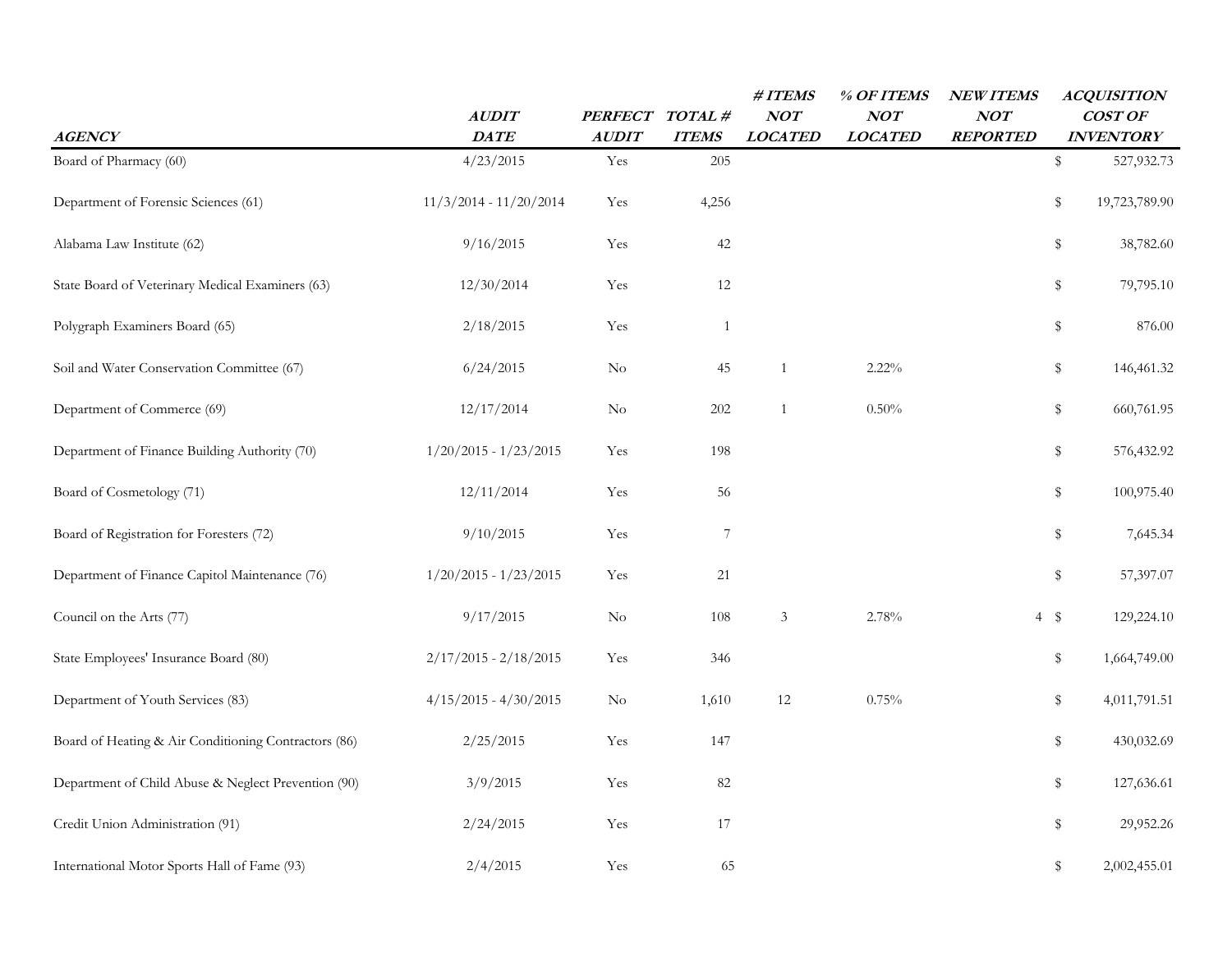| *AGENCY* | *AUDIT DATE* | *PERFECT AUDIT* | *TOTAL # ITEMS* | *# ITEMS NOT LOCATED* | *% OF ITEMS NOT LOCATED* | *NEW ITEMS NOT REPORTED* | *ACQUISITION COST OF INVENTORY* |
|---|---|---|---|---|---|---|---|
| Board of Pharmacy (60) | 4/23/2015 | Yes | 205 | | | | $ 527,932.73 |
| Department of Forensic Sciences (61) | 11/3/2014 - 11/20/2014 | Yes | 4,256 | | | | $ 19,723,789.90 |
| Alabama Law Institute (62) | 9/16/2015 | Yes | 42 | | | | $ 38,782.60 |
| State Board of Veterinary Medical Examiners (63) | 12/30/2014 | Yes | 12 | | | | $ 79,795.10 |
| Polygraph Examiners Board (65) | 2/18/2015 | Yes | 1 | | | | $ 876.00 |
| Soil and Water Conservation Committee (67) | 6/24/2015 | No | 45 | 1 | 2.22% | | $ 146,461.32 |
| Department of Commerce (69) | 12/17/2014 | No | 202 | 1 | 0.50% | | $ 660,761.95 |
| Department of Finance Building Authority (70) | 1/20/2015 - 1/23/2015 | Yes | 198 | | | | $ 576,432.92 |
| Board of Cosmetology (71) | 12/11/2014 | Yes | 56 | | | | $ 100,975.40 |
| Board of Registration for Foresters (72) | 9/10/2015 | Yes | 7 | | | | $ 7,645.34 |
| Department of Finance Capitol Maintenance (76) | 1/20/2015 - 1/23/2015 | Yes | 21 | | | | $ 57,397.07 |
| Council on the Arts (77) | 9/17/2015 | No | 108 | 3 | 2.78% | 4 | $ 129,224.10 |
| State Employees' Insurance Board (80) | 2/17/2015 - 2/18/2015 | Yes | 346 | | | | $ 1,664,749.00 |
| Department of Youth Services (83) | 4/15/2015 - 4/30/2015 | No | 1,610 | 12 | 0.75% | | $ 4,011,791.51 |
| Board of Heating & Air Conditioning Contractors (86) | 2/25/2015 | Yes | 147 | | | | $ 430,032.69 |
| Department of Child Abuse & Neglect Prevention (90) | 3/9/2015 | Yes | 82 | | | | $ 127,636.61 |
| Credit Union Administration (91) | 2/24/2015 | Yes | 17 | | | | $ 29,952.26 |
| International Motor Sports Hall of Fame (93) | 2/4/2015 | Yes | 65 | | | | $ 2,002,455.01 |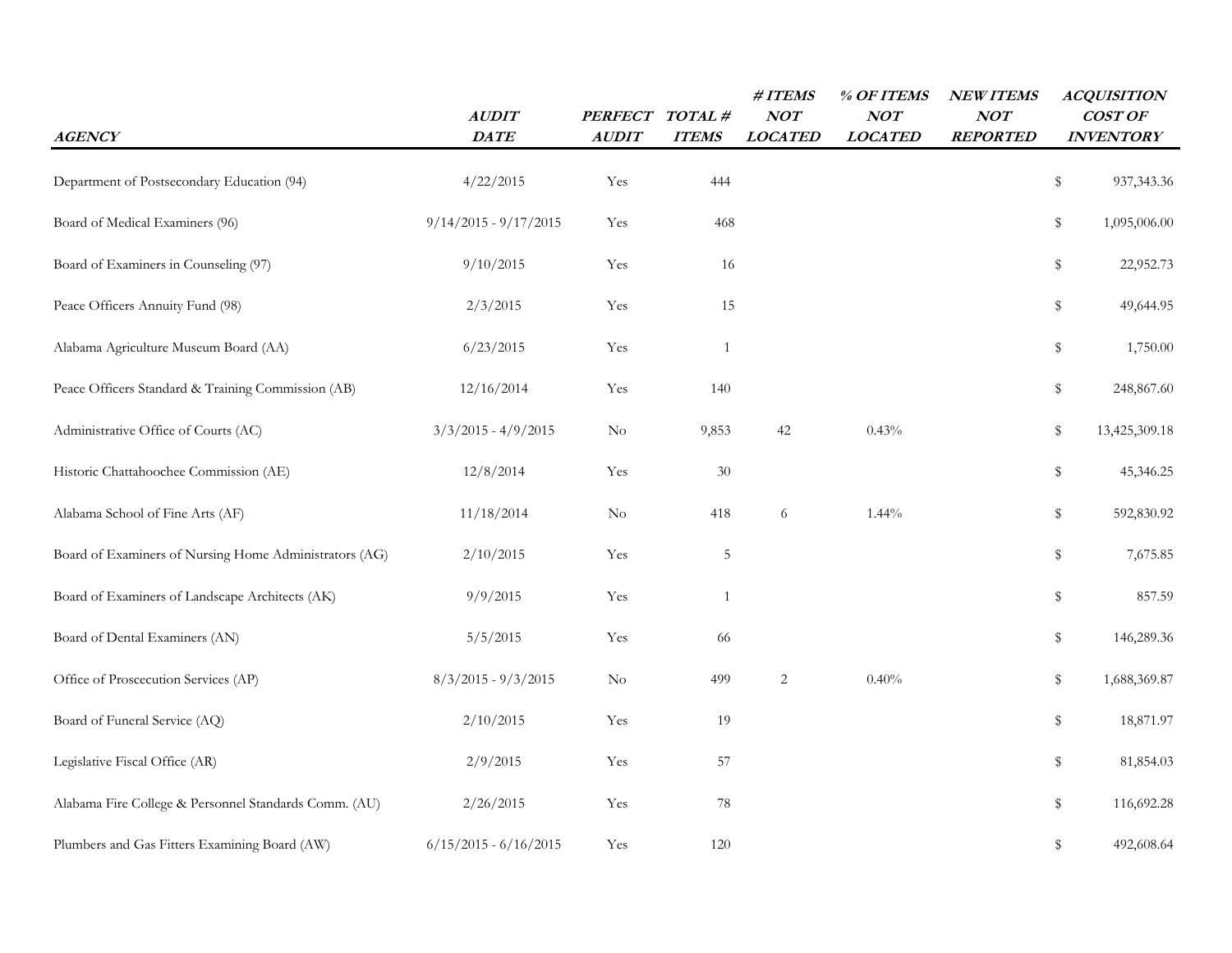| AGENCY | AUDIT DATE | PERFECT AUDIT | TOTAL # ITEMS | # ITEMS NOT LOCATED | % OF ITEMS NOT LOCATED | NEW ITEMS NOT REPORTED | ACQUISITION COST OF INVENTORY |
|---|---|---|---|---|---|---|---|
| Department of Postsecondary Education (94) | 4/22/2015 | Yes | 444 | | | | $ 937,343.36 |
| Board of Medical Examiners (96) | 9/14/2015 - 9/17/2015 | Yes | 468 | | | | $ 1,095,006.00 |
| Board of Examiners in Counseling (97) | 9/10/2015 | Yes | 16 | | | | $ 22,952.73 |
| Peace Officers Annuity Fund (98) | 2/3/2015 | Yes | 15 | | | | $ 49,644.95 |
| Alabama Agriculture Museum Board (AA) | 6/23/2015 | Yes | 1 | | | | $ 1,750.00 |
| Peace Officers Standard & Training Commission (AB) | 12/16/2014 | Yes | 140 | | | | $ 248,867.60 |
| Administrative Office of Courts (AC) | 3/3/2015 - 4/9/2015 | No | 9,853 | 42 | 0.43% | | $ 13,425,309.18 |
| Historic Chattahoochee Commission (AE) | 12/8/2014 | Yes | 30 | | | | $ 45,346.25 |
| Alabama School of Fine Arts (AF) | 11/18/2014 | No | 418 | 6 | 1.44% | | $ 592,830.92 |
| Board of Examiners of Nursing Home Administrators (AG) | 2/10/2015 | Yes | 5 | | | | $ 7,675.85 |
| Board of Examiners of Landscape Architects (AK) | 9/9/2015 | Yes | 1 | | | | $ 857.59 |
| Board of Dental Examiners (AN) | 5/5/2015 | Yes | 66 | | | | $ 146,289.36 |
| Office of Proscecution Services (AP) | 8/3/2015 - 9/3/2015 | No | 499 | 2 | 0.40% | | $ 1,688,369.87 |
| Board of Funeral Service (AQ) | 2/10/2015 | Yes | 19 | | | | $ 18,871.97 |
| Legislative Fiscal Office (AR) | 2/9/2015 | Yes | 57 | | | | $ 81,854.03 |
| Alabama Fire College & Personnel Standards Comm. (AU) | 2/26/2015 | Yes | 78 | | | | $ 116,692.28 |
| Plumbers and Gas Fitters Examining Board (AW) | 6/15/2015 - 6/16/2015 | Yes | 120 | | | | $ 492,608.64 |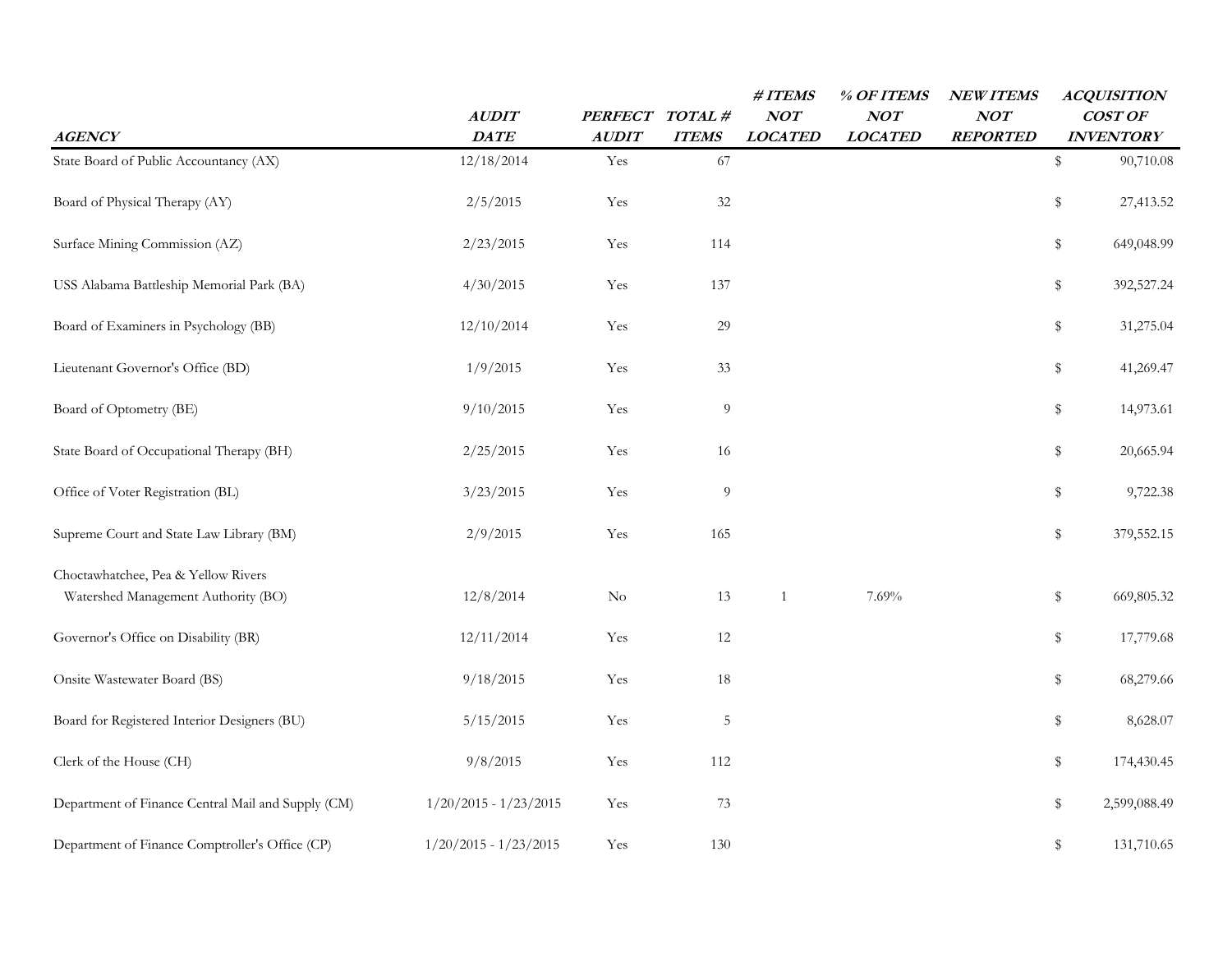| AGENCY | AUDIT DATE | PERFECT AUDIT | TOTAL # ITEMS | # ITEMS NOT LOCATED | % OF ITEMS NOT LOCATED | NEW ITEMS NOT REPORTED | ACQUISITION COST OF INVENTORY |
|---|---|---|---|---|---|---|---|
| State Board of Public Accountancy (AX) | 12/18/2014 | Yes | 67 | | | | $ 90,710.08 |
| Board of Physical Therapy (AY) | 2/5/2015 | Yes | 32 | | | | $ 27,413.52 |
| Surface Mining Commission (AZ) | 2/23/2015 | Yes | 114 | | | | $ 649,048.99 |
| USS Alabama Battleship Memorial Park (BA) | 4/30/2015 | Yes | 137 | | | | $ 392,527.24 |
| Board of Examiners in Psychology (BB) | 12/10/2014 | Yes | 29 | | | | $ 31,275.04 |
| Lieutenant Governor's Office (BD) | 1/9/2015 | Yes | 33 | | | | $ 41,269.47 |
| Board of Optometry (BE) | 9/10/2015 | Yes | 9 | | | | $ 14,973.61 |
| State Board of Occupational Therapy (BH) | 2/25/2015 | Yes | 16 | | | | $ 20,665.94 |
| Office of Voter Registration (BL) | 3/23/2015 | Yes | 9 | | | | $ 9,722.38 |
| Supreme Court and State Law Library (BM) | 2/9/2015 | Yes | 165 | | | | $ 379,552.15 |
| Choctawhatchee, Pea & Yellow Rivers Watershed Management Authority (BO) | 12/8/2014 | No | 13 | 1 | 7.69% | | $ 669,805.32 |
| Governor's Office on Disability (BR) | 12/11/2014 | Yes | 12 | | | | $ 17,779.68 |
| Onsite Wastewater Board (BS) | 9/18/2015 | Yes | 18 | | | | $ 68,279.66 |
| Board for Registered Interior Designers (BU) | 5/15/2015 | Yes | 5 | | | | $ 8,628.07 |
| Clerk of the House (CH) | 9/8/2015 | Yes | 112 | | | | $ 174,430.45 |
| Department of Finance Central Mail and Supply (CM) | 1/20/2015 - 1/23/2015 | Yes | 73 | | | | $ 2,599,088.49 |
| Department of Finance Comptroller's Office (CP) | 1/20/2015 - 1/23/2015 | Yes | 130 | | | | $ 131,710.65 |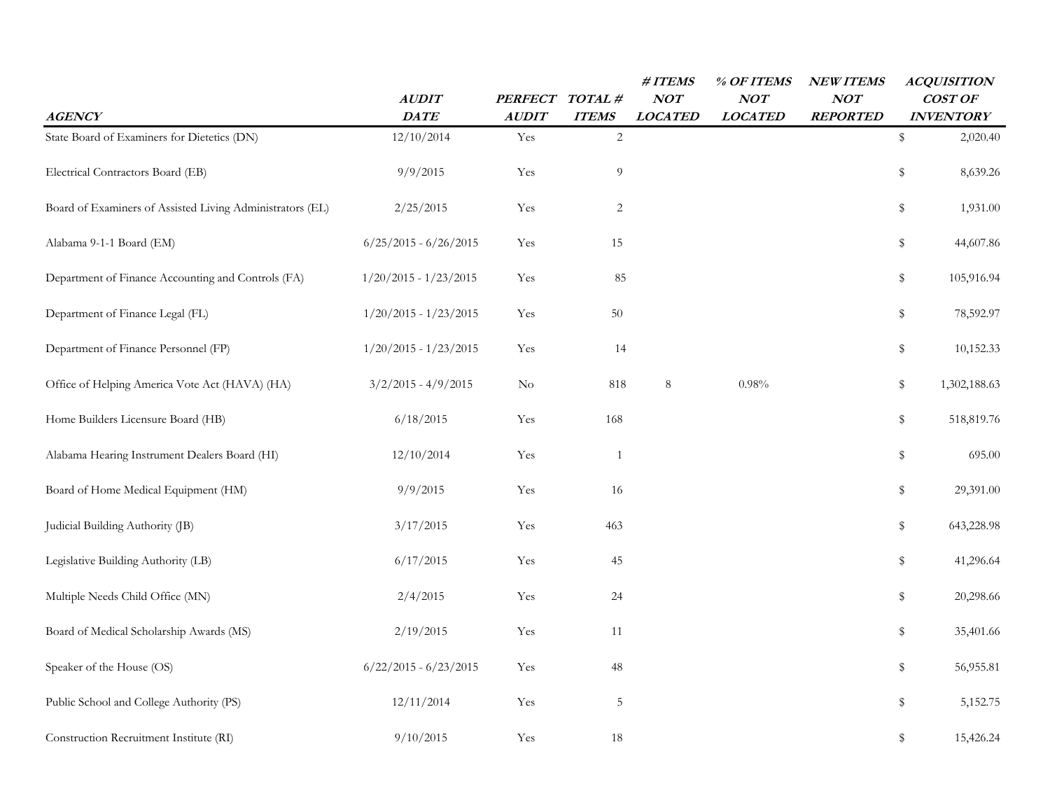| *AGENCY* | *AUDIT DATE* | *PERFECT AUDIT* | *TOTAL # ITEMS* | *# ITEMS NOT LOCATED* | *% OF ITEMS NOT LOCATED* | *NEW ITEMS NOT REPORTED* | *ACQUISITION COST OF INVENTORY* |
|---|---|---|---|---|---|---|---|
| State Board of Examiners for Dietetics (DN) | 12/10/2014 | Yes | 2 | | | | $ 2,020.40 |
| Electrical Contractors Board (EB) | 9/9/2015 | Yes | 9 | | | | $ 8,639.26 |
| Board of Examiners of Assisted Living Administrators (EL) | 2/25/2015 | Yes | 2 | | | | $ 1,931.00 |
| Alabama 9-1-1 Board (EM) | 6/25/2015 - 6/26/2015 | Yes | 15 | | | | $ 44,607.86 |
| Department of Finance Accounting and Controls (FA) | 1/20/2015 - 1/23/2015 | Yes | 85 | | | | $ 105,916.94 |
| Department of Finance Legal (FL) | 1/20/2015 - 1/23/2015 | Yes | 50 | | | | $ 78,592.97 |
| Department of Finance Personnel (FP) | 1/20/2015 - 1/23/2015 | Yes | 14 | | | | $ 10,152.33 |
| Office of Helping America Vote Act (HAVA) (HA) | 3/2/2015 - 4/9/2015 | No | 818 | 8 | 0.98% | | $ 1,302,188.63 |
| Home Builders Licensure Board (HB) | 6/18/2015 | Yes | 168 | | | | $ 518,819.76 |
| Alabama Hearing Instrument Dealers Board (HI) | 12/10/2014 | Yes | 1 | | | | $ 695.00 |
| Board of Home Medical Equipment (HM) | 9/9/2015 | Yes | 16 | | | | $ 29,391.00 |
| Judicial Building Authority (JB) | 3/17/2015 | Yes | 463 | | | | $ 643,228.98 |
| Legislative Building Authority (LB) | 6/17/2015 | Yes | 45 | | | | $ 41,296.64 |
| Multiple Needs Child Office (MN) | 2/4/2015 | Yes | 24 | | | | $ 20,298.66 |
| Board of Medical Scholarship Awards (MS) | 2/19/2015 | Yes | 11 | | | | $ 35,401.66 |
| Speaker of the House (OS) | 6/22/2015 - 6/23/2015 | Yes | 48 | | | | $ 56,955.81 |
| Public School and College Authority (PS) | 12/11/2014 | Yes | 5 | | | | $ 5,152.75 |
| Construction Recruitment Institute (RI) | 9/10/2015 | Yes | 18 | | | | $ 15,426.24 |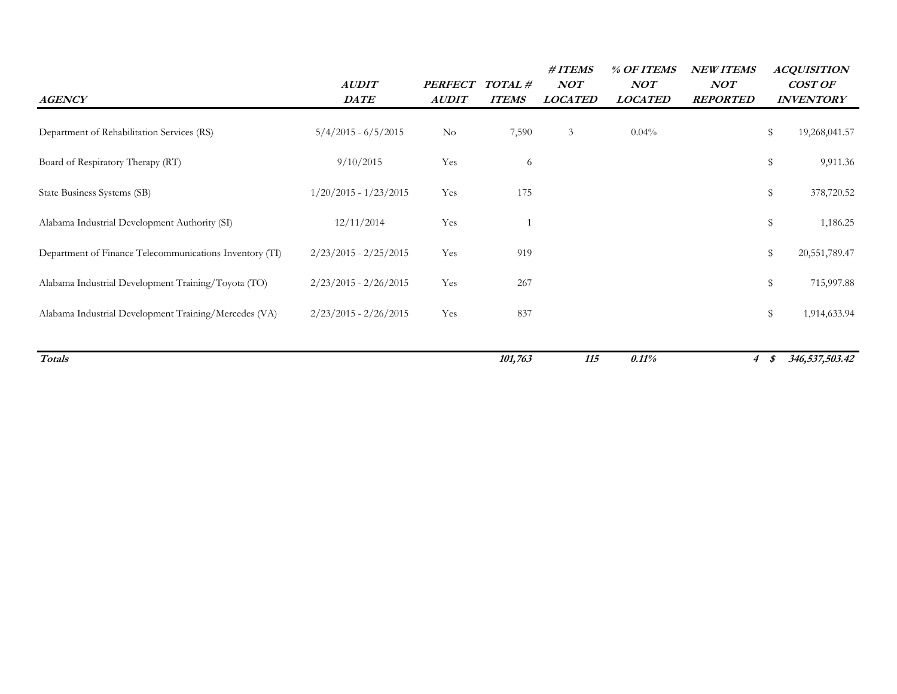| *AGENCY* | *AUDIT DATE* | *PERFECT AUDIT* | *TOTAL # ITEMS* | *# ITEMS NOT LOCATED* | *% OF ITEMS NOT LOCATED* | *NEW ITEMS NOT REPORTED* | *ACQUISITION COST OF INVENTORY* |
|---|---|---|---|---|---|---|---|
| Department of Rehabilitation Services (RS) | 5/4/2015 - 6/5/2015 | No | 7,590 | 3 | 0.04% | | $ 19,268,041.57 |
| Board of Respiratory Therapy (RT) | 9/10/2015 | Yes | 6 | | | | $ 9,911.36 |
| State Business Systems (SB) | 1/20/2015 - 1/23/2015 | Yes | 175 | | | | $ 378,720.52 |
| Alabama Industrial Development Authority (SI) | 12/11/2014 | Yes | 1 | | | | $ 1,186.25 |
| Department of Finance Telecommunications Inventory (TI) | 2/23/2015 - 2/25/2015 | Yes | 919 | | | | $ 20,551,789.47 |
| Alabama Industrial Development Training/Toyota (TO) | 2/23/2015 - 2/26/2015 | Yes | 267 | | | | $ 715,997.88 |
| Alabama Industrial Development Training/Mercedes (VA) | 2/23/2015 - 2/26/2015 | Yes | 837 | | | | $ 1,914,633.94 |
| ***Totals*** | | | ***101,763*** | ***115*** | ***0.11%*** | ***4*** | ***$ 346,537,503.42*** |